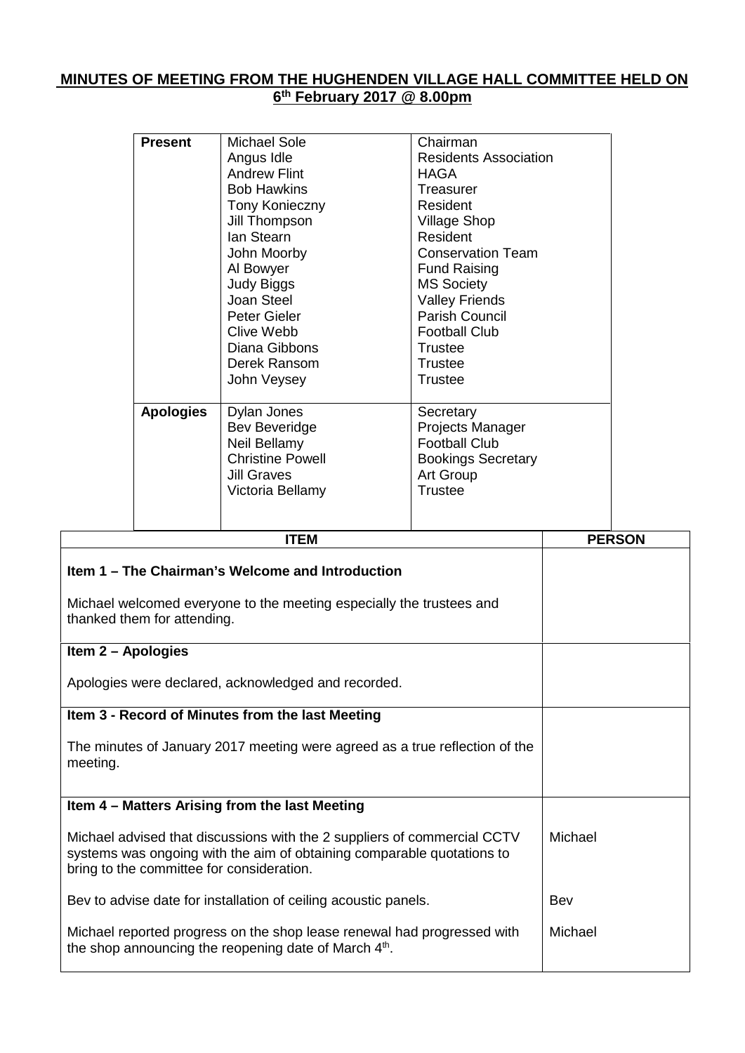**MINUTES OF MEETING FROM THE HUGHENDEN VILLAGE HALL COMMITTEE HELD ON 6th February 2017 @ 8.00pm**

| | | |
|---|---|---|
| **Present** | Michael Sole<br>Angus Idle<br>Andrew Flint<br>Bob Hawkins<br>Tony Konieczny<br>Jill Thompson<br>Ian Stearn<br>John Moorby<br>Al Bowyer<br>Judy Biggs<br>Joan Steel<br>Peter Gieler<br>Clive Webb<br>Diana Gibbons<br>Derek Ransom<br>John Veysey | Chairman<br>Residents Association<br>HAGA<br>Treasurer<br>Resident<br>Village Shop<br>Resident<br>Conservation Team<br>Fund Raising<br>MS Society<br>Valley Friends<br>Parish Council<br>Football Club<br>Trustee<br>Trustee<br>Trustee |
| **Apologies** | Dylan Jones<br>Bev Beveridge<br>Neil Bellamy<br>Christine Powell<br>Jill Graves<br>Victoria Bellamy | Secretary<br>Projects Manager<br>Football Club<br>Bookings Secretary<br>Art Group<br>Trustee |

| ITEM | PERSON |
|---|---|
| **Item 1 – The Chairman's Welcome and Introduction**<br><br>Michael welcomed everyone to the meeting especially the trustees and thanked them for attending. | |
| **Item 2 – Apologies**<br><br>Apologies were declared, acknowledged and recorded. | |
| **Item 3 - Record of Minutes from the last Meeting**<br><br>The minutes of January 2017 meeting were agreed as a true reflection of the meeting. | |
| **Item 4 – Matters Arising from the last Meeting** | |
| Michael advised that discussions with the 2 suppliers of commercial CCTV systems was ongoing with the aim of obtaining comparable quotations to bring to the committee for consideration. | Michael |
| Bev to advise date for installation of ceiling acoustic panels. | Bev |
| Michael reported progress on the shop lease renewal had progressed with the shop announcing the reopening date of March 4th. | Michael |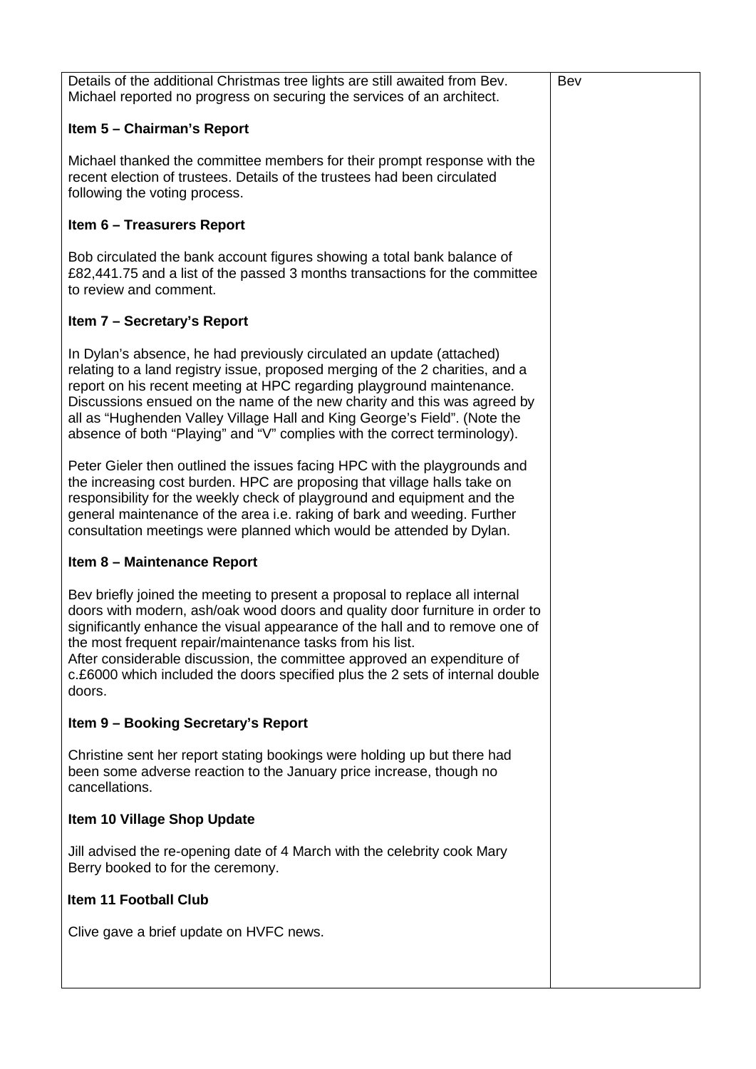| | |
|---|---|
| Details of the additional Christmas tree lights are still awaited from Bev. Michael reported no progress on securing the services of an architect.<br><br>**Item 5 – Chairman's Report**<br><br>Michael thanked the committee members for their prompt response with the recent election of trustees. Details of the trustees had been circulated following the voting process.<br><br>**Item 6 – Treasurers Report**<br><br>Bob circulated the bank account figures showing a total bank balance of £82,441.75 and a list of the passed 3 months transactions for the committee to review and comment.<br><br>**Item 7 – Secretary's Report**<br><br>In Dylan's absence, he had previously circulated an update (attached) relating to a land registry issue, proposed merging of the 2 charities, and a report on his recent meeting at HPC regarding playground maintenance. Discussions ensued on the name of the new charity and this was agreed by all as "Hughenden Valley Village Hall and King George's Field". (Note the absence of both "Playing" and "V" complies with the correct terminology).<br><br>Peter Gieler then outlined the issues facing HPC with the playgrounds and the increasing cost burden. HPC are proposing that village halls take on responsibility for the weekly check of playground and equipment and the general maintenance of the area i.e. raking of bark and weeding. Further consultation meetings were planned which would be attended by Dylan.<br><br>**Item 8 – Maintenance Report**<br><br>Bev briefly joined the meeting to present a proposal to replace all internal doors with modern, ash/oak wood doors and quality door furniture in order to significantly enhance the visual appearance of the hall and to remove one of the most frequent repair/maintenance tasks from his list.<br>After considerable discussion, the committee approved an expenditure of c.£6000 which included the doors specified plus the 2 sets of internal double doors.<br><br>**Item 9 – Booking Secretary's Report**<br><br>Christine sent her report stating bookings were holding up but there had been some adverse reaction to the January price increase, though no cancellations.<br><br>**Item 10 Village Shop Update**<br><br>Jill advised the re-opening date of 4 March with the celebrity cook Mary Berry booked to for the ceremony.<br><br>**Item 11 Football Club**<br><br>Clive gave a brief update on HVFC news. | Bev |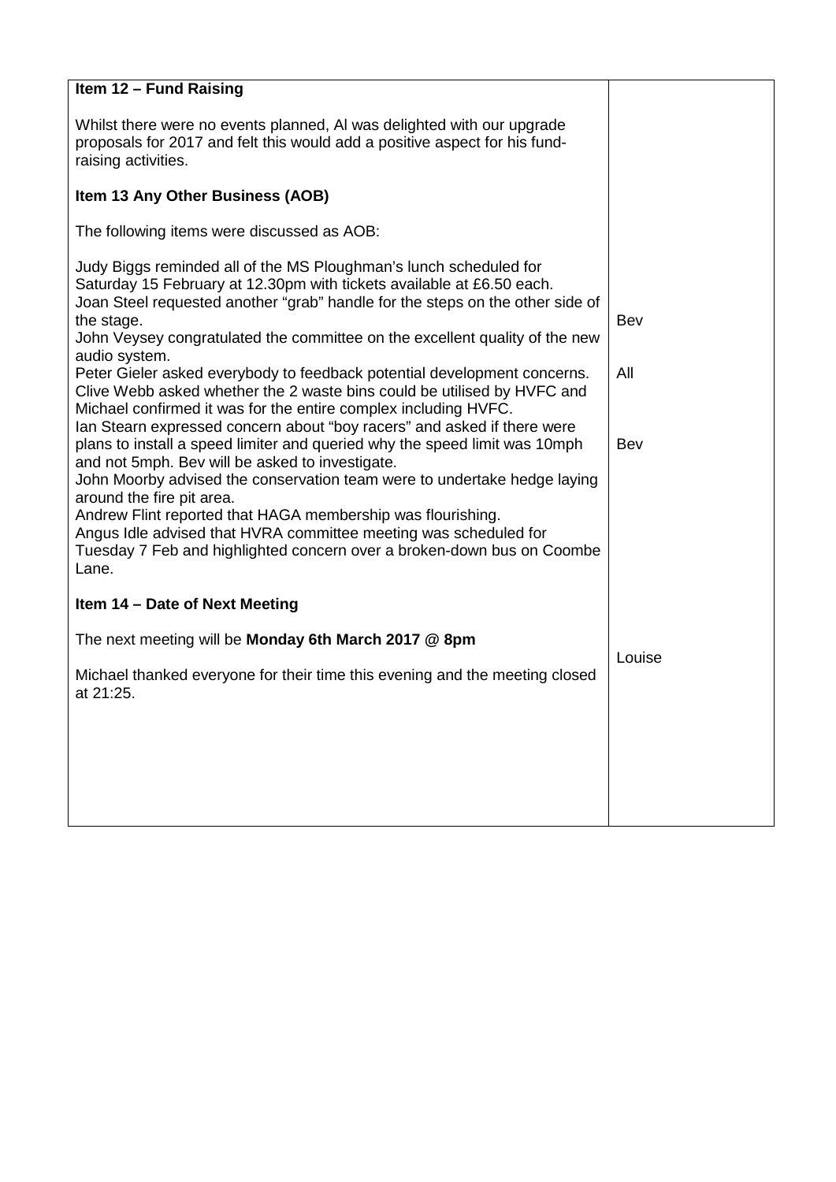| | |
|---|---|
| **Item 12 – Fund Raising**<br><br>Whilst there were no events planned, Al was delighted with our upgrade proposals for 2017 and felt this would add a positive aspect for his fund-raising activities. | |
| **Item 13 Any Other Business (AOB)**<br><br>The following items were discussed as AOB: | |
| Judy Biggs reminded all of the MS Ploughman's lunch scheduled for Saturday 15 February at 12.30pm with tickets available at £6.50 each. | |
| Joan Steel requested another "grab" handle for the steps on the other side of the stage. | Bev |
| John Veysey congratulated the committee on the excellent quality of the new audio system. | |
| Peter Gieler asked everybody to feedback potential development concerns. | All |
| Clive Webb asked whether the 2 waste bins could be utilised by HVFC and Michael confirmed it was for the entire complex including HVFC. | |
| Ian Stearn expressed concern about "boy racers" and asked if there were plans to install a speed limiter and queried why the speed limit was 10mph and not 5mph. Bev will be asked to investigate. | Bev |
| John Moorby advised the conservation team were to undertake hedge laying around the fire pit area. | |
| Andrew Flint reported that HAGA membership was flourishing. | |
| Angus Idle advised that HVRA committee meeting was scheduled for Tuesday 7 Feb and highlighted concern over a broken-down bus on Coombe Lane. | |
| **Item 14 – Date of Next Meeting**<br><br>The next meeting will be **Monday 6th March 2017 @ 8pm** | Louise |
| Michael thanked everyone for their time this evening and the meeting closed at 21:25. | |